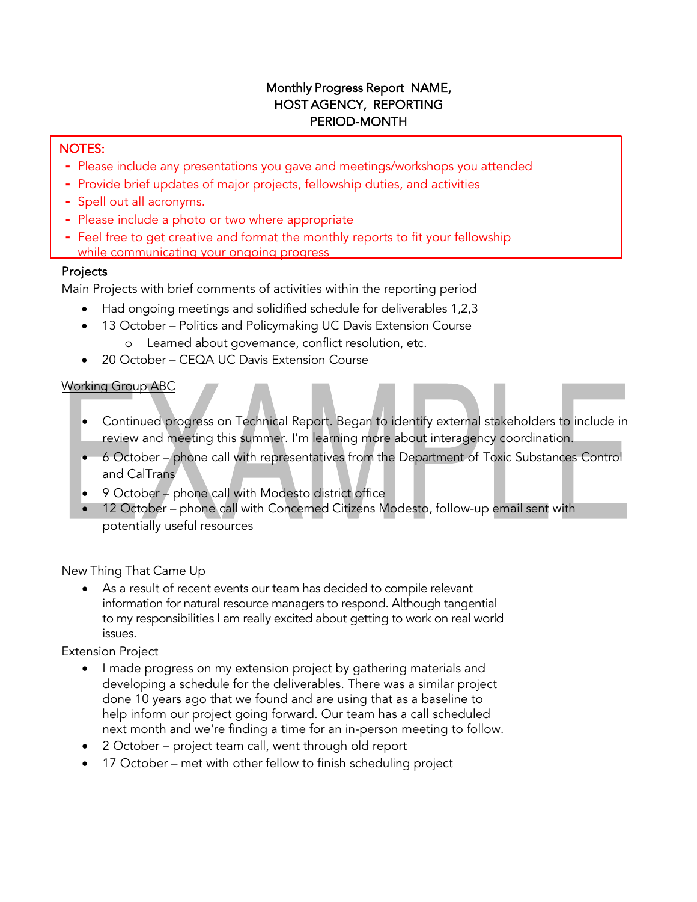# Monthly Progress Report NAME, HOST AGENCY, REPORTING PERIOD-MONTH

NOTES:
- Please include any presentations you gave and meetings/workshops you attended
- Provide brief updates of major projects, fellowship duties, and activities
- Spell out all acronyms.
- Please include a photo or two where appropriate
- Feel free to get creative and format the monthly reports to fit your fellowship while communicating your ongoing progress

## Projects

Main Projects with brief comments of activities within the reporting period

- Had ongoing meetings and solidified schedule for deliverables 1,2,3
- 13 October – Politics and Policymaking UC Davis Extension Course
  - Learned about governance, conflict resolution, etc.
- 20 October – CEQA UC Davis Extension Course

Working Group ABC

- Continued progress on Technical Report. Began to identify external stakeholders to include in review and meeting this summer. I'm learning more about interagency coordination.
- 6 October – phone call with representatives from the Department of Toxic Substances Control and CalTrans
- 9 October – phone call with Modesto district office
- 12 October – phone call with Concerned Citizens Modesto, follow-up email sent with potentially useful resources

EXAMPLE

New Thing That Came Up

- As a result of recent events our team has decided to compile relevant information for natural resource managers to respond. Although tangential to my responsibilities I am really excited about getting to work on real world issues.

Extension Project

- I made progress on my extension project by gathering materials and developing a schedule for the deliverables. There was a similar project done 10 years ago that we found and are using that as a baseline to help inform our project going forward. Our team has a call scheduled next month and we're finding a time for an in-person meeting to follow.
- 2 October – project team call, went through old report
- 17 October – met with other fellow to finish scheduling project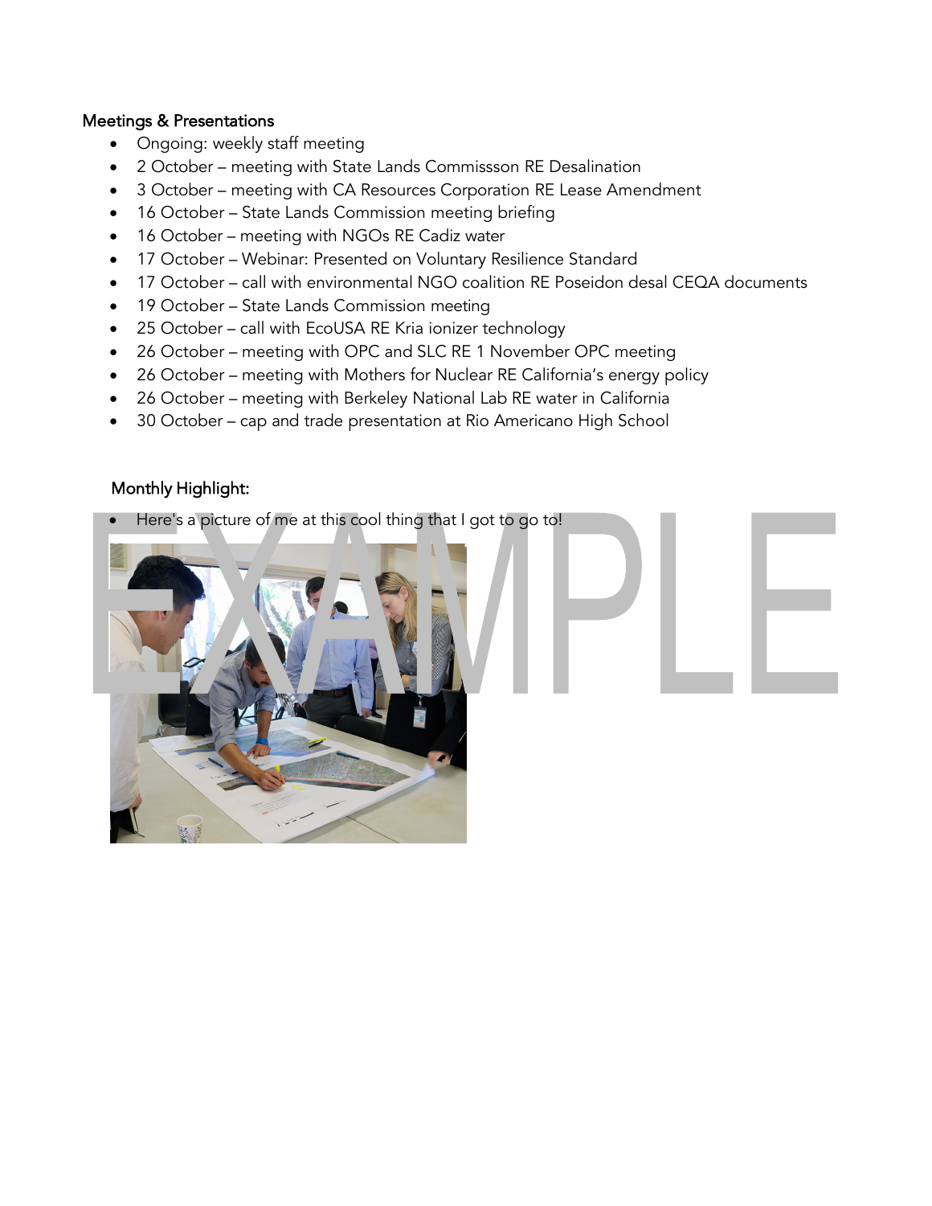Meetings & Presentations

- Ongoing: weekly staff meeting
- 2 October – meeting with State Lands Commissson RE Desalination
- 3 October – meeting with CA Resources Corporation RE Lease Amendment
- 16 October – State Lands Commission meeting briefing
- 16 October – meeting with NGOs RE Cadiz water
- 17 October – Webinar: Presented on Voluntary Resilience Standard
- 17 October – call with environmental NGO coalition RE Poseidon desal CEQA documents
- 19 October – State Lands Commission meeting
- 25 October – call with EcoUSA RE Kria ionizer technology
- 26 October – meeting with OPC and SLC RE 1 November OPC meeting
- 26 October – meeting with Mothers for Nuclear RE California's energy policy
- 26 October – meeting with Berkeley National Lab RE water in California
- 30 October – cap and trade presentation at Rio Americano High School

Monthly Highlight:

- Here's a picture of me at this cool thing that I got to go to!

EXAMPLE